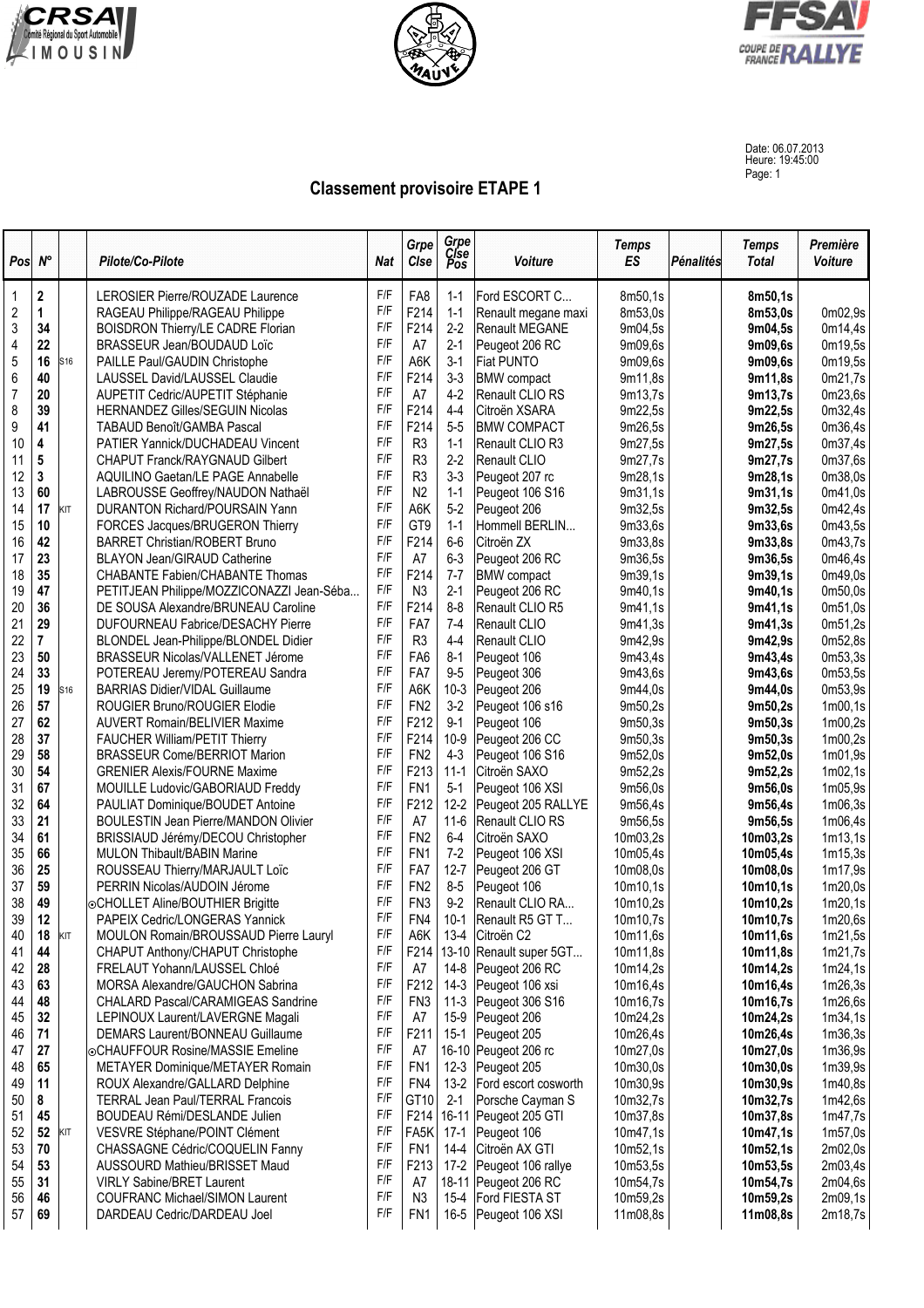Date: 06.07.2013
Heure: 19:45:00

## Classement provisoire ETAPE 1

| Pos | N° | | Pilote/Co-Pilote | Nat | Grpe Clse | Grpe Clse Pos | Voiture | Temps ES | Pénalités | Temps Total | Première Voiture |
|---|---|---|---|---|---|---|---|---|---|---|---|
| 1 | 2 | | LEROSIER Pierre/ROUZADE Laurence | F/F | FA8 | 1-1 | Ford ESCORT C... | 8m50,1s | | **8m50,1s** | |
| 2 | 1 | | RAGEAU Philippe/RAGEAU Philippe | F/F | F214 | 1-1 | Renault megane maxi | 8m53,0s | | **8m53,0s** | 0m02,9s |
| 3 | 34 | | BOISDRON Thierry/LE CADRE Florian | F/F | F214 | 2-2 | Renault MEGANE | 9m04,5s | | **9m04,5s** | 0m14,4s |
| 4 | 22 | | BRASSEUR Jean/BOUDAUD Loïc | F/F | A7 | 2-1 | Peugeot 206 RC | 9m09,6s | | **9m09,6s** | 0m19,5s |
| 5 | 16 | S16 | PAILLE Paul/GAUDIN Christophe | F/F | A6K | 3-1 | Fiat PUNTO | 9m09,6s | | **9m09,6s** | 0m19,5s |
| 6 | 40 | | LAUSSEL David/LAUSSEL Claudie | F/F | F214 | 3-3 | BMW compact | 9m11,8s | | **9m11,8s** | 0m21,7s |
| 7 | 20 | | AUPETIT Cedric/AUPETIT Stéphanie | F/F | A7 | 4-2 | Renault CLIO RS | 9m13,7s | | **9m13,7s** | 0m23,6s |
| 8 | 39 | | HERNANDEZ Gilles/SEGUIN Nicolas | F/F | F214 | 4-4 | Citroën XSARA | 9m22,5s | | **9m22,5s** | 0m32,4s |
| 9 | 41 | | TABAUD Benoît/GAMBA Pascal | F/F | F214 | 5-5 | BMW COMPACT | 9m26,5s | | **9m26,5s** | 0m36,4s |
| 10 | 4 | | PATIER Yannick/DUCHADEAU Vincent | F/F | R3 | 1-1 | Renault CLIO R3 | 9m27,5s | | **9m27,5s** | 0m37,4s |
| 11 | 5 | | CHAPUT Franck/RAYGNAUD Gilbert | F/F | R3 | 2-2 | Renault CLIO | 9m27,7s | | **9m27,7s** | 0m37,6s |
| 12 | 3 | | AQUILINO Gaetan/LE PAGE Annabelle | F/F | R3 | 3-3 | Peugeot 207 rc | 9m28,1s | | **9m28,1s** | 0m38,0s |
| 13 | 60 | | LABROUSSE Geoffrey/NAUDON Nathaël | F/F | N2 | 1-1 | Peugeot 106 S16 | 9m31,1s | | **9m31,1s** | 0m41,0s |
| 14 | 17 | KIT | DURANTON Richard/POURSAIN Yann | F/F | A6K | 5-2 | Peugeot 206 | 9m32,5s | | **9m32,5s** | 0m42,4s |
| 15 | 10 | | FORCES Jacques/BRUGERON Thierry | F/F | GT9 | 1-1 | Hommell BERLIN... | 9m33,6s | | **9m33,6s** | 0m43,5s |
| 16 | 42 | | BARRET Christian/ROBERT Bruno | F/F | F214 | 6-6 | Citroën ZX | 9m33,8s | | **9m33,8s** | 0m43,7s |
| 17 | 23 | | BLAYON Jean/GIRAUD Catherine | F/F | A7 | 6-3 | Peugeot 206 RC | 9m36,5s | | **9m36,5s** | 0m46,4s |
| 18 | 35 | | CHABANTE Fabien/CHABANTE Thomas | F/F | F214 | 7-7 | BMW compact | 9m39,1s | | **9m39,1s** | 0m49,0s |
| 19 | 47 | | PETITJEAN Philippe/MOZZICONAZZI Jean-Séba... | F/F | N3 | 2-1 | Peugeot 206 RC | 9m40,1s | | **9m40,1s** | 0m50,0s |
| 20 | 36 | | DE SOUSA Alexandre/BRUNEAU Caroline | F/F | F214 | 8-8 | Renault CLIO R5 | 9m41,1s | | **9m41,1s** | 0m51,0s |
| 21 | 29 | | DUFOURNEAU Fabrice/DESACHY Pierre | F/F | FA7 | 7-4 | Renault CLIO | 9m41,3s | | **9m41,3s** | 0m51,2s |
| 22 | 7 | | BLONDEL Jean-Philippe/BLONDEL Didier | F/F | R3 | 4-4 | Renault CLIO | 9m42,9s | | **9m42,9s** | 0m52,8s |
| 23 | 50 | | BRASSEUR Nicolas/VALLENET Jérome | F/F | FA6 | 8-1 | Peugeot 106 | 9m43,4s | | **9m43,4s** | 0m53,3s |
| 24 | 33 | | POTEREAU Jeremy/POTEREAU Sandra | F/F | FA7 | 9-5 | Peugeot 306 | 9m43,6s | | **9m43,6s** | 0m53,5s |
| 25 | 19 | S16 | BARRIAS Didier/VIDAL Guillaume | F/F | A6K | 10-3 | Peugeot 206 | 9m44,0s | | **9m44,0s** | 0m53,9s |
| 26 | 57 | | ROUGIER Bruno/ROUGIER Elodie | F/F | FN2 | 3-2 | Peugeot 106 s16 | 9m50,2s | | **9m50,2s** | 1m00,1s |
| 27 | 62 | | AUVERT Romain/BELIVIER Maxime | F/F | F212 | 9-1 | Peugeot 106 | 9m50,3s | | **9m50,3s** | 1m00,2s |
| 28 | 37 | | FAUCHER William/PETIT Thierry | F/F | F214 | 10-9 | Peugeot 206 CC | 9m50,3s | | **9m50,3s** | 1m00,2s |
| 29 | 58 | | BRASSEUR Come/BERRIOT Marion | F/F | FN2 | 4-3 | Peugeot 106 S16 | 9m52,0s | | **9m52,0s** | 1m01,9s |
| 30 | 54 | | GRENIER Alexis/FOURNE Maxime | F/F | F213 | 11-1 | Citroën SAXO | 9m52,2s | | **9m52,2s** | 1m02,1s |
| 31 | 67 | | MOUILLE Ludovic/GABORIAUD Freddy | F/F | FN1 | 5-1 | Peugeot 106 XSI | 9m56,0s | | **9m56,0s** | 1m05,9s |
| 32 | 64 | | PAULIAT Dominique/BOUDET Antoine | F/F | F212 | 12-2 | Peugeot 205 RALLYE | 9m56,4s | | **9m56,4s** | 1m06,3s |
| 33 | 21 | | BOULESTIN Jean Pierre/MANDON Olivier | F/F | A7 | 11-6 | Renault CLIO RS | 9m56,5s | | **9m56,5s** | 1m06,4s |
| 34 | 61 | | BRISSIAUD Jérémy/DECOU Christopher | F/F | FN2 | 6-4 | Citroën SAXO | 10m03,2s | | **10m03,2s** | 1m13,1s |
| 35 | 66 | | MULON Thibault/BABIN Marine | F/F | FN1 | 7-2 | Peugeot 106 XSI | 10m05,4s | | **10m05,4s** | 1m15,3s |
| 36 | 25 | | ROUSSEAU Thierry/MARJAULT Loïc | F/F | FA7 | 12-7 | Peugeot 206 GT | 10m08,0s | | **10m08,0s** | 1m17,9s |
| 37 | 59 | | PERRIN Nicolas/AUDOIN Jérome | F/F | FN2 | 8-5 | Peugeot 106 | 10m10,1s | | **10m10,1s** | 1m20,0s |
| 38 | 49 | | ⊙CHOLLET Aline/BOUTHIER Brigitte | F/F | FN3 | 9-2 | Renault CLIO RA... | 10m10,2s | | **10m10,2s** | 1m20,1s |
| 39 | 12 | | PAPEIX Cedric/LONGERAS Yannick | F/F | FN4 | 10-1 | Renault R5 GT T... | 10m10,7s | | **10m10,7s** | 1m20,6s |
| 40 | 18 | KIT | MOULON Romain/BROUSSAUD Pierre Lauryl | F/F | A6K | 13-4 | Citroën C2 | 10m11,6s | | **10m11,6s** | 1m21,5s |
| 41 | 44 | | CHAPUT Anthony/CHAPUT Christophe | F/F | F214 | 13-10 | Renault super 5GT... | 10m11,8s | | **10m11,8s** | 1m21,7s |
| 42 | 28 | | FRELAUT Yohann/LAUSSEL Chloé | F/F | A7 | 14-8 | Peugeot 206 RC | 10m14,2s | | **10m14,2s** | 1m24,1s |
| 43 | 63 | | MORSA Alexandre/GAUCHON Sabrina | F/F | F212 | 14-3 | Peugeot 106 xsi | 10m16,4s | | **10m16,4s** | 1m26,3s |
| 44 | 48 | | CHALARD Pascal/CARAMIGEAS Sandrine | F/F | FN3 | 11-3 | Peugeot 306 S16 | 10m16,7s | | **10m16,7s** | 1m26,6s |
| 45 | 32 | | LEPINOUX Laurent/LAVERGNE Magali | F/F | A7 | 15-9 | Peugeot 206 | 10m24,2s | | **10m24,2s** | 1m34,1s |
| 46 | 71 | | DEMARS Laurent/BONNEAU Guillaume | F/F | F211 | 15-1 | Peugeot 205 | 10m26,4s | | **10m26,4s** | 1m36,3s |
| 47 | 27 | | ⊙CHAUFFOUR Rosine/MASSIE Emeline | F/F | A7 | 16-10 | Peugeot 206 rc | 10m27,0s | | **10m27,0s** | 1m36,9s |
| 48 | 65 | | METAYER Dominique/METAYER Romain | F/F | FN1 | 12-3 | Peugeot 205 | 10m30,0s | | **10m30,0s** | 1m39,9s |
| 49 | 11 | | ROUX Alexandre/GALLARD Delphine | F/F | FN4 | 13-2 | Ford escort cosworth | 10m30,9s | | **10m30,9s** | 1m40,8s |
| 50 | 8 | | TERRAL Jean Paul/TERRAL Francois | F/F | GT10 | 2-1 | Porsche Cayman S | 10m32,7s | | **10m32,7s** | 1m42,6s |
| 51 | 45 | | BOUDEAU Rémi/DESLANDE Julien | F/F | F214 | 16-11 | Peugeot 205 GTI | 10m37,8s | | **10m37,8s** | 1m47,7s |
| 52 | 52 | KIT | VESVRE Stéphane/POINT Clément | F/F | FA5K | 17-1 | Peugeot 106 | 10m47,1s | | **10m47,1s** | 1m57,0s |
| 53 | 70 | | CHASSAGNE Cédric/COQUELIN Fanny | F/F | FN1 | 14-4 | Citroën AX GTI | 10m52,1s | | **10m52,1s** | 2m02,0s |
| 54 | 53 | | AUSSOURD Mathieu/BRISSET Maud | F/F | F213 | 17-2 | Peugeot 106 rallye | 10m53,5s | | **10m53,5s** | 2m03,4s |
| 55 | 31 | | VIRLY Sabine/BRET Laurent | F/F | A7 | 18-11 | Peugeot 206 RC | 10m54,7s | | **10m54,7s** | 2m04,6s |
| 56 | 46 | | COUFRANC Michael/SIMON Laurent | F/F | N3 | 15-4 | Ford FIESTA ST | 10m59,2s | | **10m59,2s** | 2m09,1s |
| 57 | 69 | | DARDEAU Cedric/DARDEAU Joel | F/F | FN1 | 16-5 | Peugeot 106 XSI | 11m08,8s | | **11m08,8s** | 2m18,7s |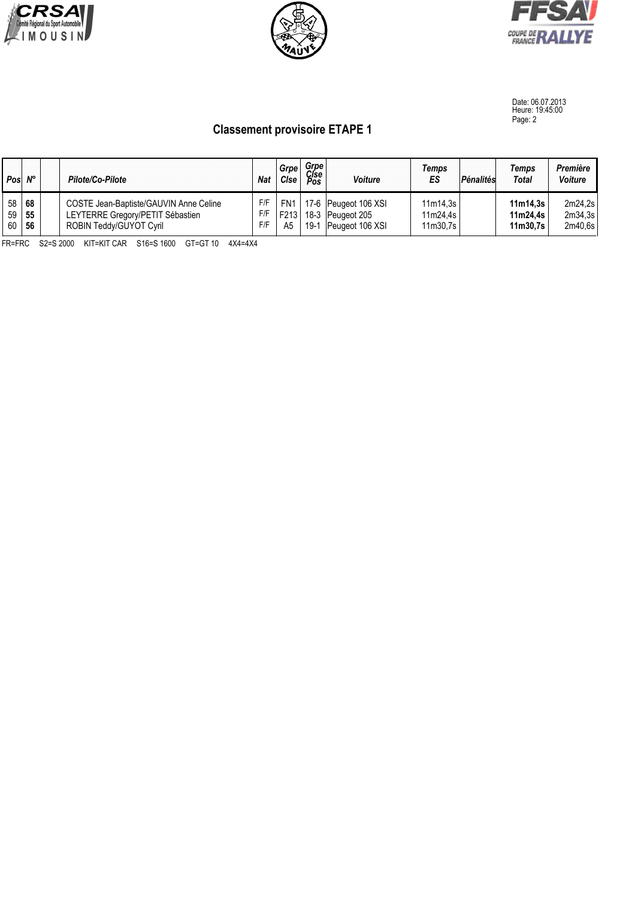Date: 06.07.2013
Heure: 19:45:00

## Classement provisoire ETAPE 1

| Pos | N° | | Pilote/Co-Pilote | Nat | Grpe Clse | Grpe Clse Pos | Voiture | Temps ES | Pénalités | Temps Total | Première Voiture |
|---|---|---|---|---|---|---|---|---|---|---|---|
| 58 | **68** | | COSTE Jean-Baptiste/GAUVIN Anne Celine | F/F | FN1 | 17-6 | Peugeot 106 XSI | 11m14,3s | | **11m14,3s** | 2m24,2s |
| 59 | **55** | | LEYTERRE Gregory/PETIT Sébastien | F/F | F213 | 18-3 | Peugeot 205 | 11m24,4s | | **11m24,4s** | 2m34,3s |
| 60 | **56** | | ROBIN Teddy/GUYOT Cyril | F/F | A5 | 19-1 | Peugeot 106 XSI | 11m30,7s | | **11m30,7s** | 2m40,6s |

FR=FRC S2=S 2000 KIT=KIT CAR S16=S 1600 GT=GT 10 4X4=4X4